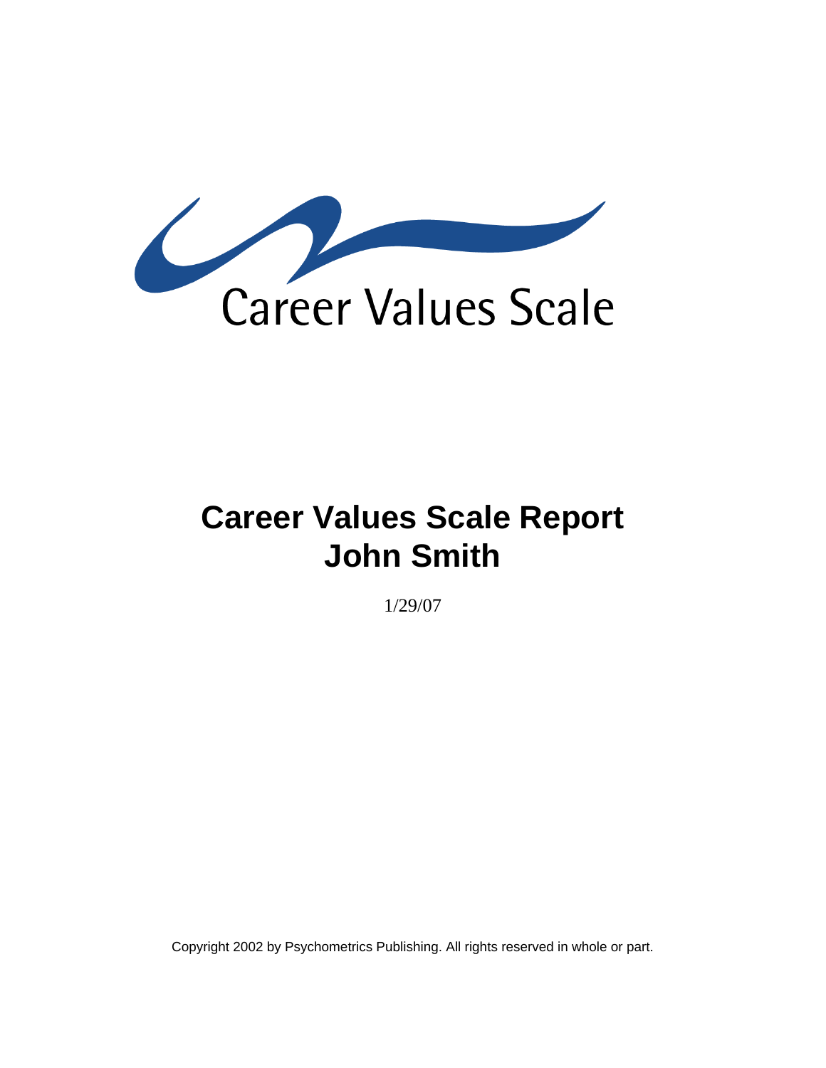Career Values Scale

# Career Values Scale Report
# John Smith

1/29/07

Copyright 2002 by Psychometrics Publishing. All rights reserved in whole or part.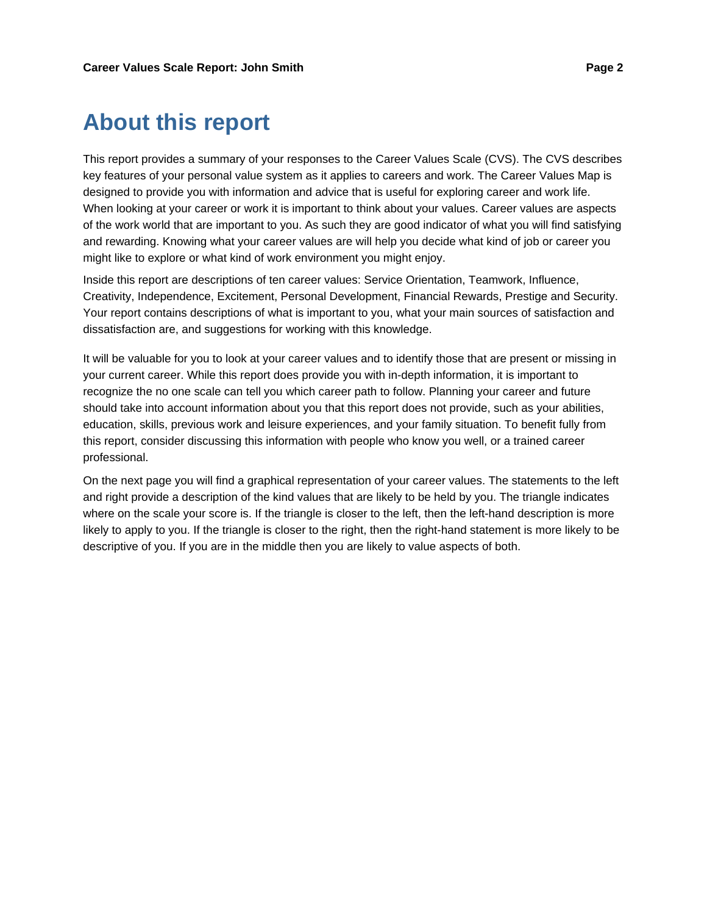# About this report

This report provides a summary of your responses to the Career Values Scale (CVS). The CVS describes key features of your personal value system as it applies to careers and work. The Career Values Map is designed to provide you with information and advice that is useful for exploring career and work life. When looking at your career or work it is important to think about your values. Career values are aspects of the work world that are important to you. As such they are good indicator of what you will find satisfying and rewarding. Knowing what your career values are will help you decide what kind of job or career you might like to explore or what kind of work environment you might enjoy.

Inside this report are descriptions of ten career values: Service Orientation, Teamwork, Influence, Creativity, Independence, Excitement, Personal Development, Financial Rewards, Prestige and Security. Your report contains descriptions of what is important to you, what your main sources of satisfaction and dissatisfaction are, and suggestions for working with this knowledge.

It will be valuable for you to look at your career values and to identify those that are present or missing in your current career. While this report does provide you with in-depth information, it is important to recognize the no one scale can tell you which career path to follow. Planning your career and future should take into account information about you that this report does not provide, such as your abilities, education, skills, previous work and leisure experiences, and your family situation. To benefit fully from this report, consider discussing this information with people who know you well, or a trained career professional.

On the next page you will find a graphical representation of your career values. The statements to the left and right provide a description of the kind values that are likely to be held by you. The triangle indicates where on the scale your score is. If the triangle is closer to the left, then the left-hand description is more likely to apply to you. If the triangle is closer to the right, then the right-hand statement is more likely to be descriptive of you. If you are in the middle then you are likely to value aspects of both.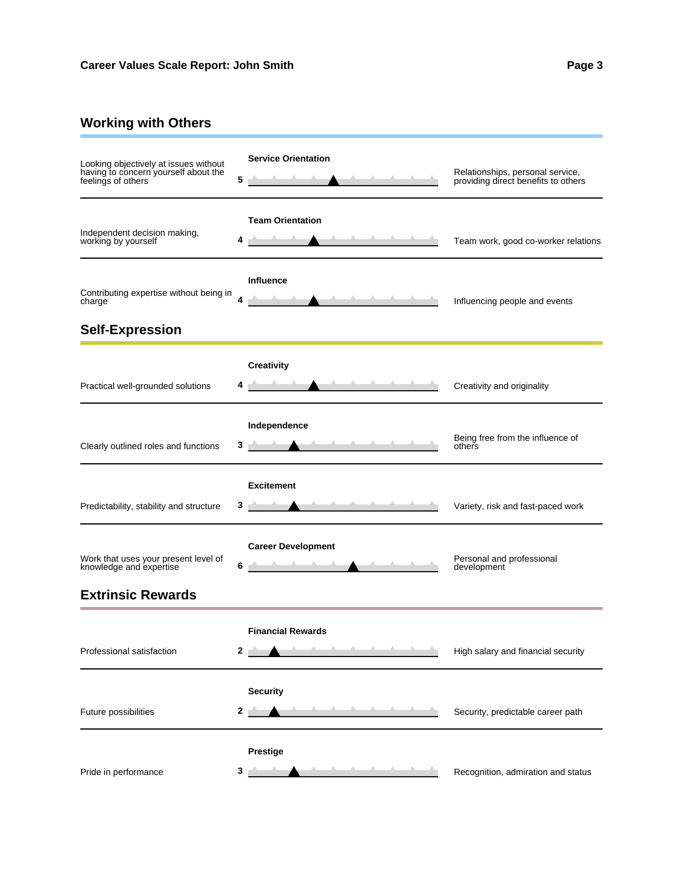## Working with Others

| Low end | Scale | Score | High end |
|---|---|---|---|
| Looking objectively at issues without having to concern yourself about the feelings of others | **Service Orientation** | 5 | Relationships, personal service, providing direct benefits to others |
| Independent decision making, working by yourself | **Team Orientation** | 4 | Team work, good co-worker relations |
| Contributing expertise without being in charge | **Influence** | 4 | Influencing people and events |

## Self-Expression

| Low end | Scale | Score | High end |
|---|---|---|---|
| Practical well-grounded solutions | **Creativity** | 4 | Creativity and originality |
| Clearly outlined roles and functions | **Independence** | 3 | Being free from the influence of others |
| Predictability, stability and structure | **Excitement** | 3 | Variety, risk and fast-paced work |
| Work that uses your present level of knowledge and expertise | **Career Development** | 6 | Personal and professional development |

## Extrinsic Rewards

| Low end | Scale | Score | High end |
|---|---|---|---|
| Professional satisfaction | **Financial Rewards** | 2 | High salary and financial security |
| Future possibilities | **Security** | 2 | Security, predictable career path |
| Pride in performance | **Prestige** | 3 | Recognition, admiration and status |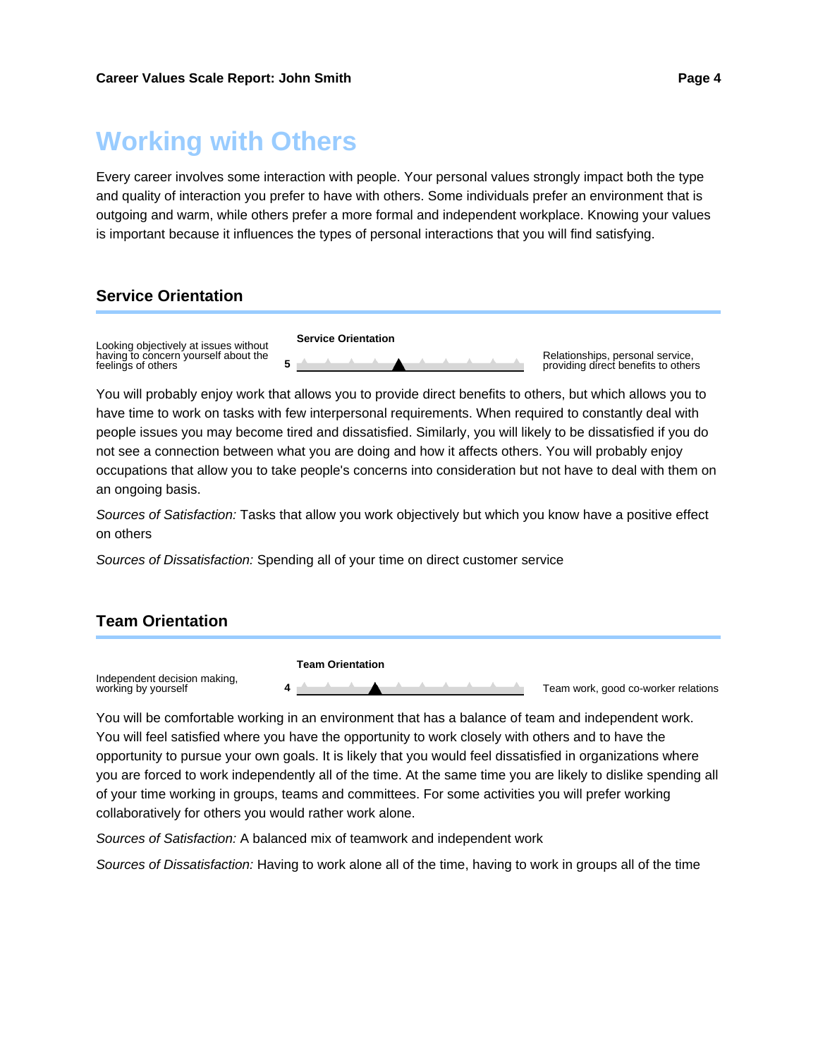# Working with Others

Every career involves some interaction with people. Your personal values strongly impact both the type and quality of interaction you prefer to have with others. Some individuals prefer an environment that is outgoing and warm, while others prefer a more formal and independent workplace. Knowing your values is important because it influences the types of personal interactions that you will find satisfying.

## Service Orientation

| Looking objectively at issues without having to concern yourself about the feelings of others | **Service Orientation** 5 | Relationships, personal service, providing direct benefits to others |
|---|---|---|

You will probably enjoy work that allows you to provide direct benefits to others, but which allows you to have time to work on tasks with few interpersonal requirements. When required to constantly deal with people issues you may become tired and dissatisfied. Similarly, you will likely to be dissatisfied if you do not see a connection between what you are doing and how it affects others. You will probably enjoy occupations that allow you to take people's concerns into consideration but not have to deal with them on an ongoing basis.

*Sources of Satisfaction:* Tasks that allow you work objectively but which you know have a positive effect on others

*Sources of Dissatisfaction:* Spending all of your time on direct customer service

## Team Orientation

| Independent decision making, working by yourself | **Team Orientation** 4 | Team work, good co-worker relations |
|---|---|---|

You will be comfortable working in an environment that has a balance of team and independent work. You will feel satisfied where you have the opportunity to work closely with others and to have the opportunity to pursue your own goals. It is likely that you would feel dissatisfied in organizations where you are forced to work independently all of the time. At the same time you are likely to dislike spending all of your time working in groups, teams and committees. For some activities you will prefer working collaboratively for others you would rather work alone.

*Sources of Satisfaction:* A balanced mix of teamwork and independent work

*Sources of Dissatisfaction:* Having to work alone all of the time, having to work in groups all of the time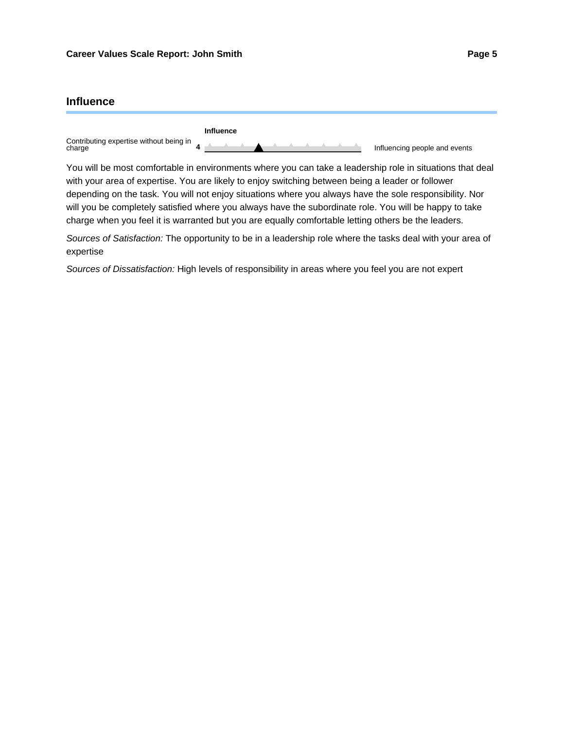## Influence

**Influence**

Contributing expertise without being in charge **4** Influencing people and events

You will be most comfortable in environments where you can take a leadership role in situations that deal with your area of expertise. You are likely to enjoy switching between being a leader or follower depending on the task. You will not enjoy situations where you always have the sole responsibility. Nor will you be completely satisfied where you always have the subordinate role. You will be happy to take charge when you feel it is warranted but you are equally comfortable letting others be the leaders.

*Sources of Satisfaction:* The opportunity to be in a leadership role where the tasks deal with your area of expertise

*Sources of Dissatisfaction:* High levels of responsibility in areas where you feel you are not expert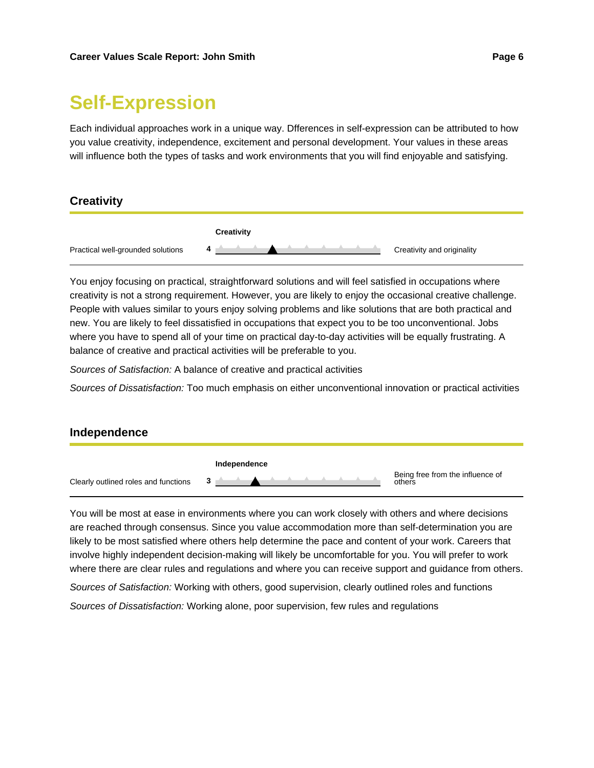# Self-Expression

Each individual approaches work in a unique way. Dfferences in self-expression can be attributed to how you value creativity, independence, excitement and personal development. Your values in these areas will influence both the types of tasks and work environments that you will find enjoyable and satisfying.

## Creativity

| | Creativity | |
|---|---|---|
| Practical well-grounded solutions | 4 | Creativity and originality |

You enjoy focusing on practical, straightforward solutions and will feel satisfied in occupations where creativity is not a strong requirement. However, you are likely to enjoy the occasional creative challenge. People with values similar to yours enjoy solving problems and like solutions that are both practical and new. You are likely to feel dissatisfied in occupations that expect you to be too unconventional. Jobs where you have to spend all of your time on practical day-to-day activities will be equally frustrating. A balance of creative and practical activities will be preferable to you.

*Sources of Satisfaction:* A balance of creative and practical activities

*Sources of Dissatisfaction:* Too much emphasis on either unconventional innovation or practical activities

## Independence

| | Independence | |
|---|---|---|
| Clearly outlined roles and functions | 3 | Being free from the influence of others |

You will be most at ease in environments where you can work closely with others and where decisions are reached through consensus. Since you value accommodation more than self-determination you are likely to be most satisfied where others help determine the pace and content of your work. Careers that involve highly independent decision-making will likely be uncomfortable for you. You will prefer to work where there are clear rules and regulations and where you can receive support and guidance from others.

*Sources of Satisfaction:* Working with others, good supervision, clearly outlined roles and functions

*Sources of Dissatisfaction:* Working alone, poor supervision, few rules and regulations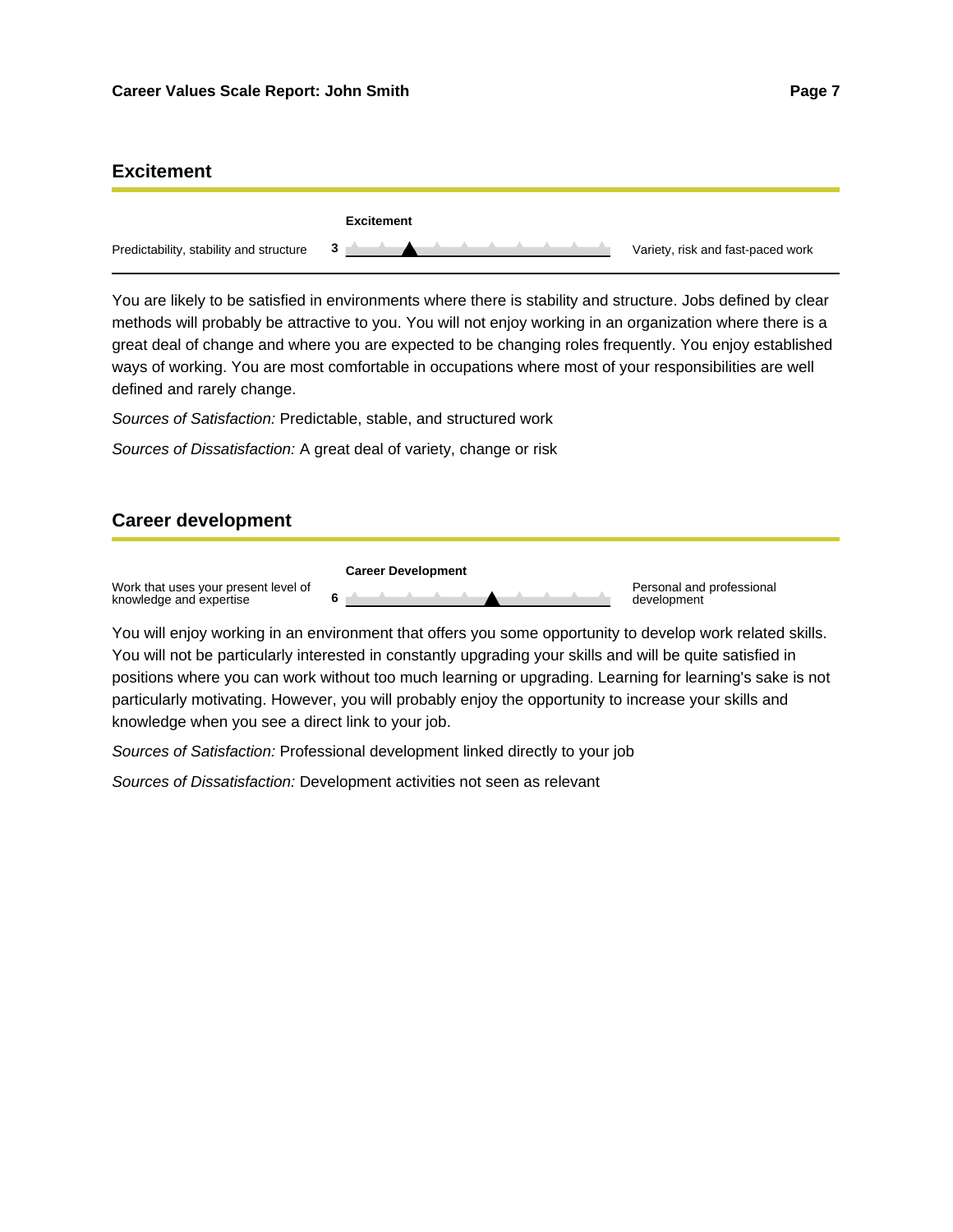## Excitement

| | Excitement | |
|---|---|---|
| Predictability, stability and structure | 3 | Variety, risk and fast-paced work |

You are likely to be satisfied in environments where there is stability and structure. Jobs defined by clear methods will probably be attractive to you. You will not enjoy working in an organization where there is a great deal of change and where you are expected to be changing roles frequently. You enjoy established ways of working. You are most comfortable in occupations where most of your responsibilities are well defined and rarely change.

*Sources of Satisfaction:* Predictable, stable, and structured work

*Sources of Dissatisfaction:* A great deal of variety, change or risk

## Career development

| | Career Development | |
|---|---|---|
| Work that uses your present level of knowledge and expertise | 6 | Personal and professional development |

You will enjoy working in an environment that offers you some opportunity to develop work related skills. You will not be particularly interested in constantly upgrading your skills and will be quite satisfied in positions where you can work without too much learning or upgrading. Learning for learning's sake is not particularly motivating. However, you will probably enjoy the opportunity to increase your skills and knowledge when you see a direct link to your job.

*Sources of Satisfaction:* Professional development linked directly to your job

*Sources of Dissatisfaction:* Development activities not seen as relevant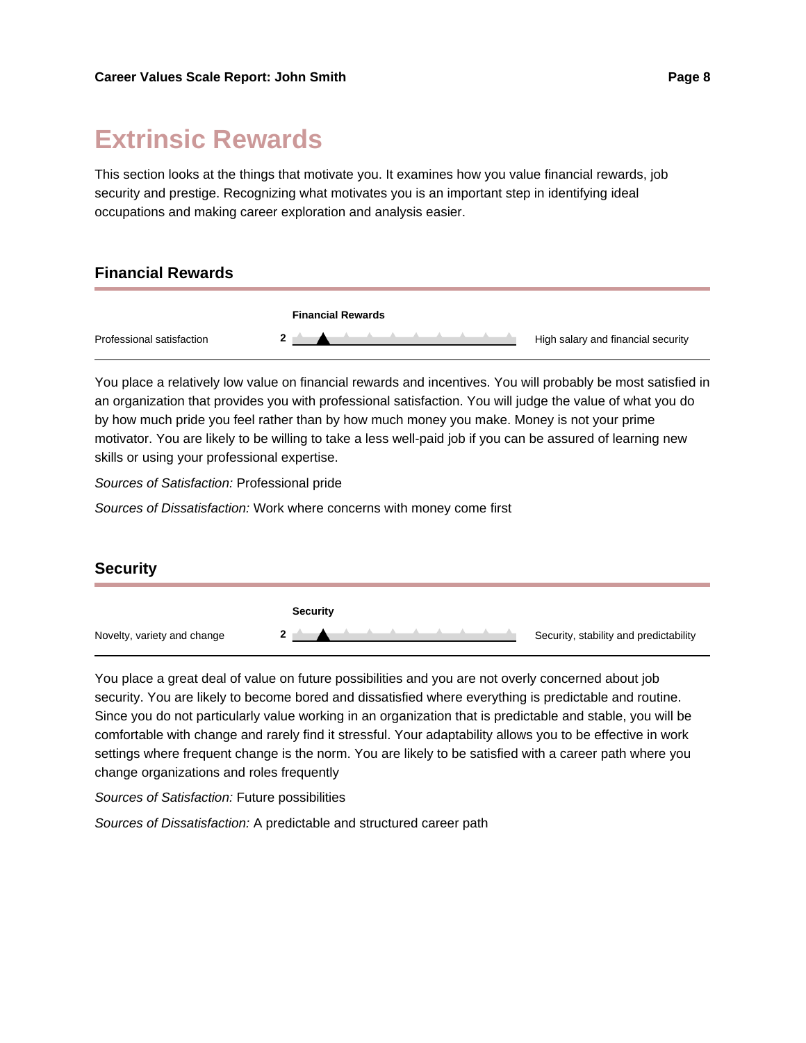# Extrinsic Rewards

This section looks at the things that motivate you. It examines how you value financial rewards, job security and prestige. Recognizing what motivates you is an important step in identifying ideal occupations and making career exploration and analysis easier.

## Financial Rewards

**Financial Rewards**

Professional satisfaction **2** High salary and financial security

You place a relatively low value on financial rewards and incentives. You will probably be most satisfied in an organization that provides you with professional satisfaction. You will judge the value of what you do by how much pride you feel rather than by how much money you make. Money is not your prime motivator. You are likely to be willing to take a less well-paid job if you can be assured of learning new skills or using your professional expertise.

*Sources of Satisfaction:* Professional pride

*Sources of Dissatisfaction:* Work where concerns with money come first

## Security

**Security**

Novelty, variety and change **2** Security, stability and predictability

You place a great deal of value on future possibilities and you are not overly concerned about job security. You are likely to become bored and dissatisfied where everything is predictable and routine. Since you do not particularly value working in an organization that is predictable and stable, you will be comfortable with change and rarely find it stressful. Your adaptability allows you to be effective in work settings where frequent change is the norm. You are likely to be satisfied with a career path where you change organizations and roles frequently

*Sources of Satisfaction:* Future possibilities

*Sources of Dissatisfaction:* A predictable and structured career path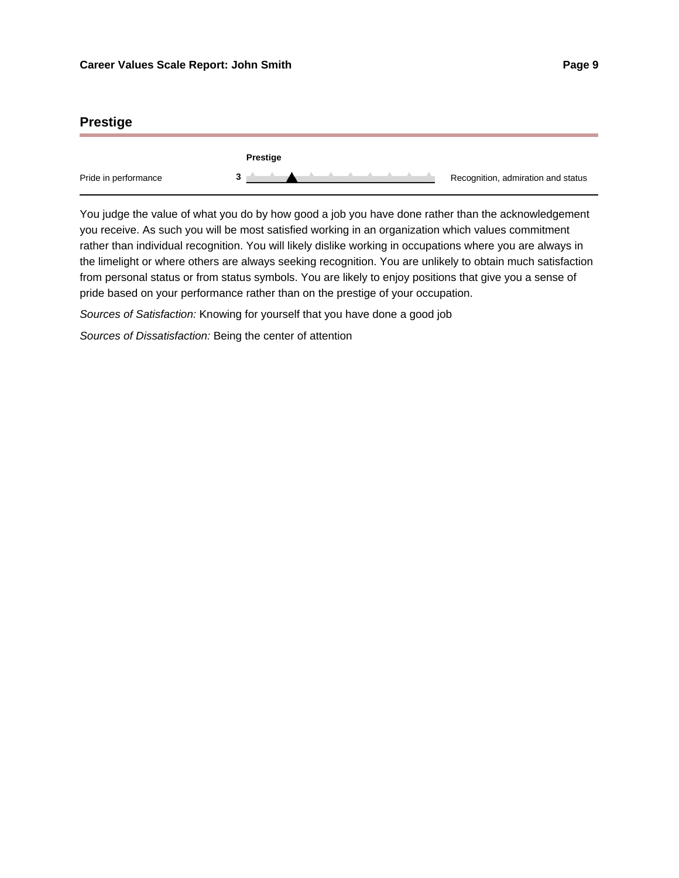## Prestige

| | Prestige | |
|---|---|---|
| Pride in performance | 3 | Recognition, admiration and status |

You judge the value of what you do by how good a job you have done rather than the acknowledgement you receive. As such you will be most satisfied working in an organization which values commitment rather than individual recognition. You will likely dislike working in occupations where you are always in the limelight or where others are always seeking recognition. You are unlikely to obtain much satisfaction from personal status or from status symbols. You are likely to enjoy positions that give you a sense of pride based on your performance rather than on the prestige of your occupation.

*Sources of Satisfaction:* Knowing for yourself that you have done a good job

*Sources of Dissatisfaction:* Being the center of attention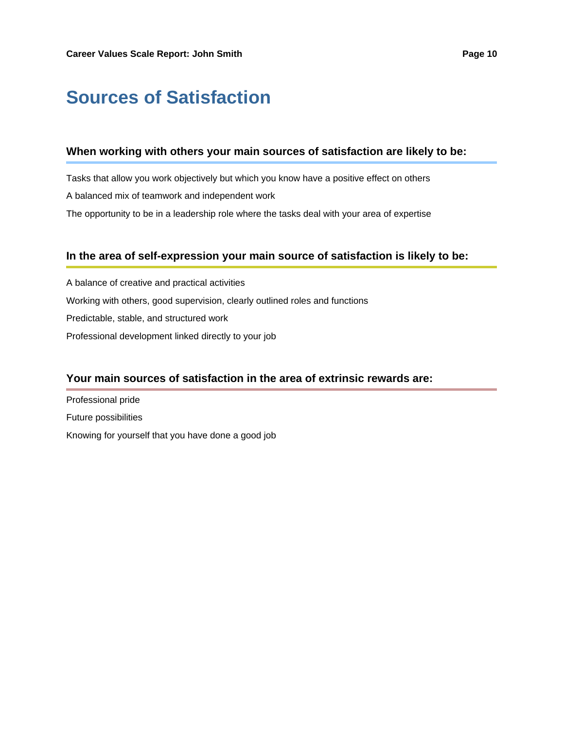# Sources of Satisfaction

### When working with others your main sources of satisfaction are likely to be:

Tasks that allow you work objectively but which you know have a positive effect on others

A balanced mix of teamwork and independent work

The opportunity to be in a leadership role where the tasks deal with your area of expertise

### In the area of self-expression your main source of satisfaction is likely to be:

A balance of creative and practical activities

Working with others, good supervision, clearly outlined roles and functions

Predictable, stable, and structured work

Professional development linked directly to your job

### Your main sources of satisfaction in the area of extrinsic rewards are:

Professional pride

Future possibilities

Knowing for yourself that you have done a good job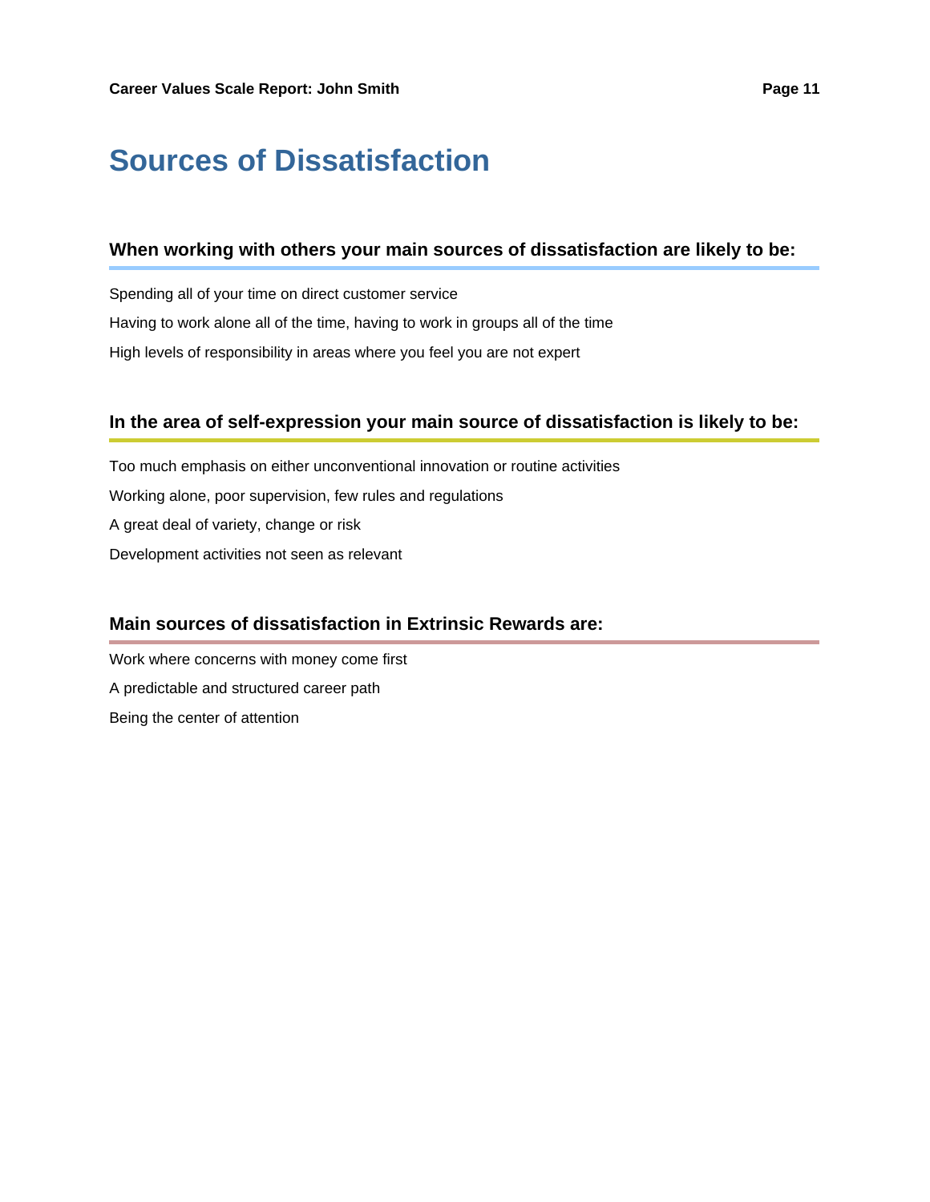# Sources of Dissatisfaction

### When working with others your main sources of dissatisfaction are likely to be:

Spending all of your time on direct customer service

Having to work alone all of the time, having to work in groups all of the time

High levels of responsibility in areas where you feel you are not expert

### In the area of self-expression your main source of dissatisfaction is likely to be:

Too much emphasis on either unconventional innovation or routine activities

Working alone, poor supervision, few rules and regulations

A great deal of variety, change or risk

Development activities not seen as relevant

### Main sources of dissatisfaction in Extrinsic Rewards are:

Work where concerns with money come first

A predictable and structured career path

Being the center of attention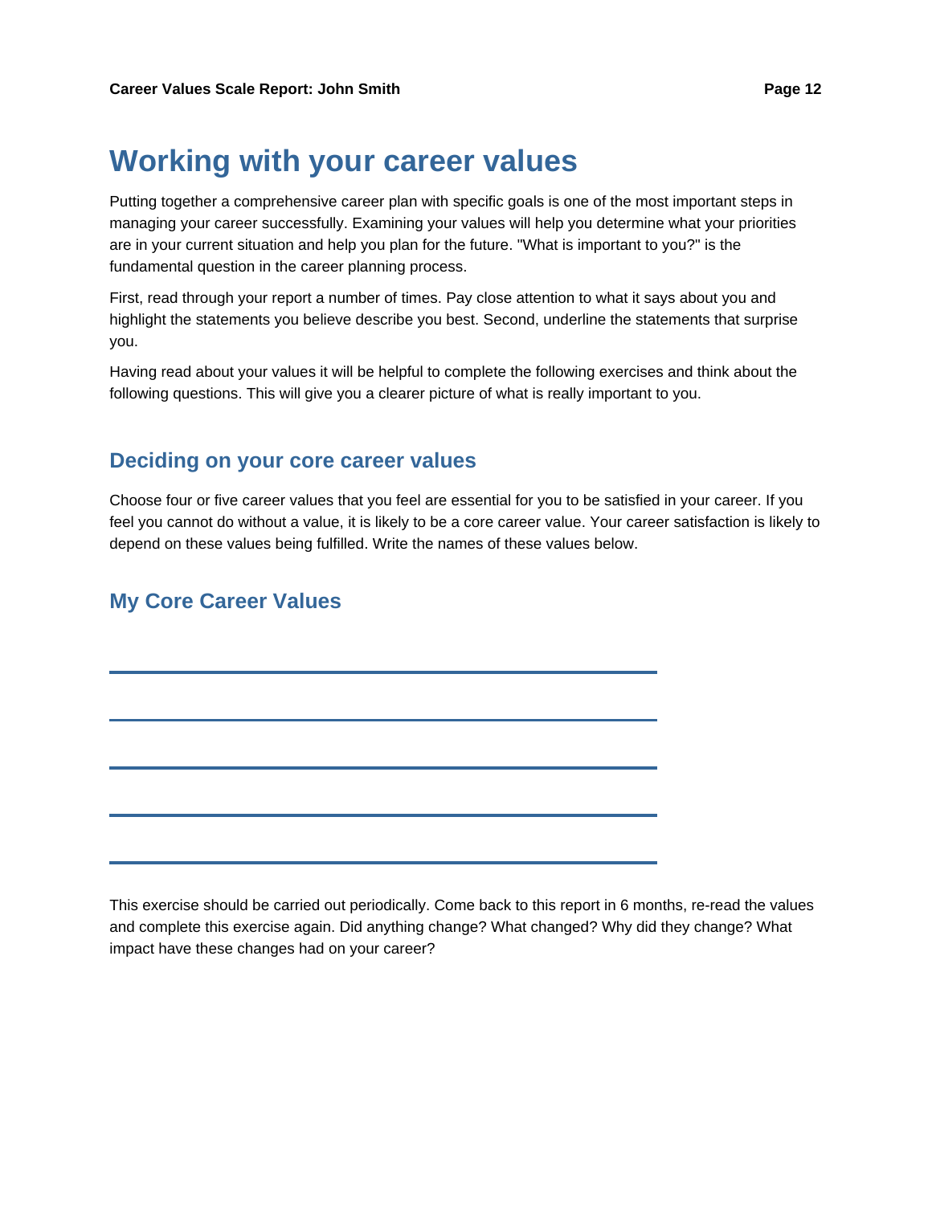# Working with your career values

Putting together a comprehensive career plan with specific goals is one of the most important steps in managing your career successfully. Examining your values will help you determine what your priorities are in your current situation and help you plan for the future. "What is important to you?" is the fundamental question in the career planning process.

First, read through your report a number of times. Pay close attention to what it says about you and highlight the statements you believe describe you best. Second, underline the statements that surprise you.

Having read about your values it will be helpful to complete the following exercises and think about the following questions. This will give you a clearer picture of what is really important to you.

## Deciding on your core career values

Choose four or five career values that you feel are essential for you to be satisfied in your career. If you feel you cannot do without a value, it is likely to be a core career value. Your career satisfaction is likely to depend on these values being fulfilled. Write the names of these values below.

## My Core Career Values

\_\_\_\_\_\_\_\_\_\_\_\_\_\_\_\_\_\_\_\_\_\_\_\_\_\_\_\_\_\_\_\_\_\_\_\_\_\_\_\_

\_\_\_\_\_\_\_\_\_\_\_\_\_\_\_\_\_\_\_\_\_\_\_\_\_\_\_\_\_\_\_\_\_\_\_\_\_\_\_\_

\_\_\_\_\_\_\_\_\_\_\_\_\_\_\_\_\_\_\_\_\_\_\_\_\_\_\_\_\_\_\_\_\_\_\_\_\_\_\_\_

\_\_\_\_\_\_\_\_\_\_\_\_\_\_\_\_\_\_\_\_\_\_\_\_\_\_\_\_\_\_\_\_\_\_\_\_\_\_\_\_

\_\_\_\_\_\_\_\_\_\_\_\_\_\_\_\_\_\_\_\_\_\_\_\_\_\_\_\_\_\_\_\_\_\_\_\_\_\_\_\_

This exercise should be carried out periodically. Come back to this report in 6 months, re-read the values and complete this exercise again. Did anything change? What changed? Why did they change? What impact have these changes had on your career?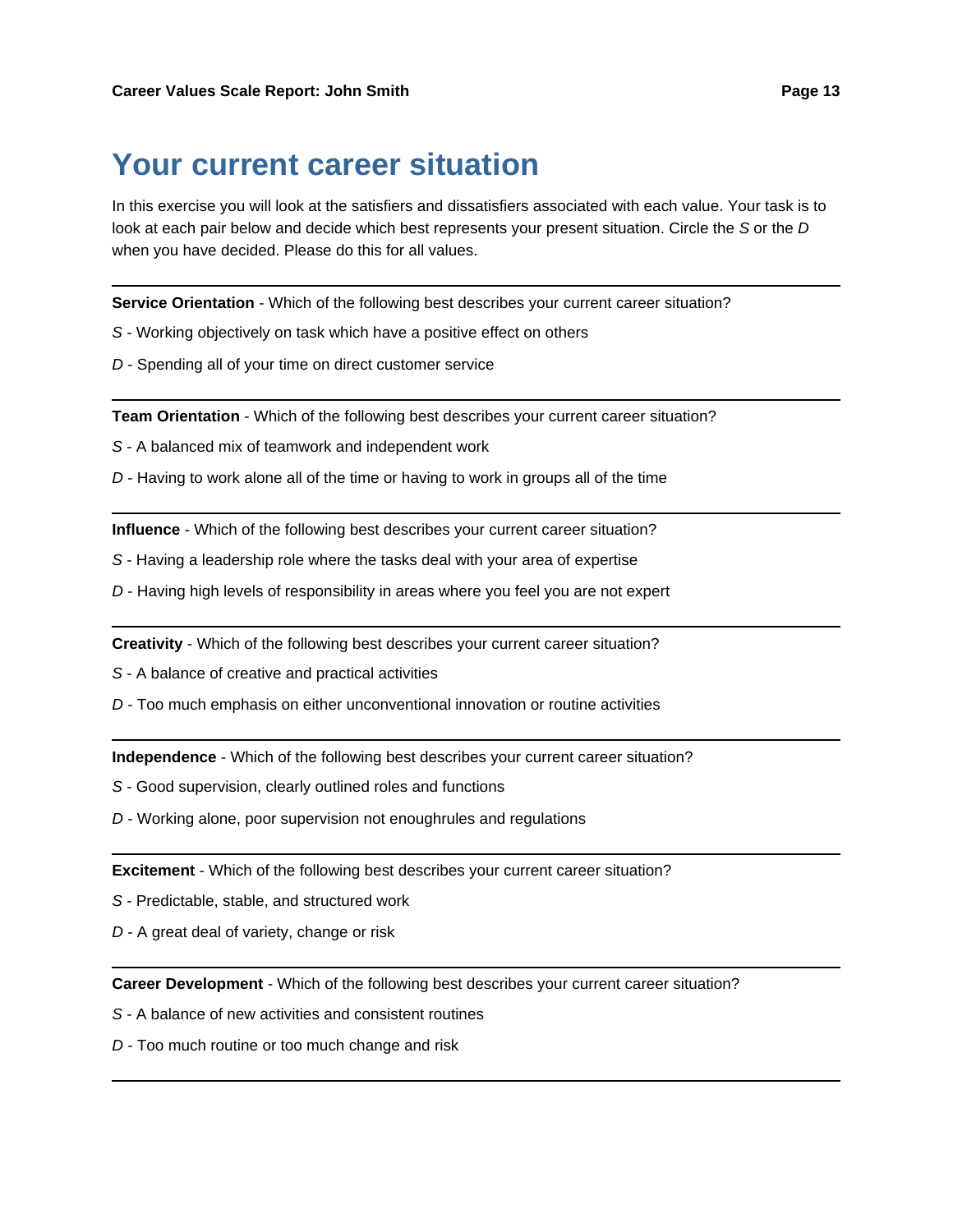# Your current career situation

In this exercise you will look at the satisfiers and dissatisfiers associated with each value. Your task is to look at each pair below and decide which best represents your present situation. Circle the *S* or the *D* when you have decided. Please do this for all values.

---

**Service Orientation** - Which of the following best describes your current career situation?

*S* - Working objectively on task which have a positive effect on others

*D* - Spending all of your time on direct customer service

---

**Team Orientation** - Which of the following best describes your current career situation?

*S* - A balanced mix of teamwork and independent work

*D* - Having to work alone all of the time or having to work in groups all of the time

---

**Influence** - Which of the following best describes your current career situation?

*S* - Having a leadership role where the tasks deal with your area of expertise

*D* - Having high levels of responsibility in areas where you feel you are not expert

---

**Creativity** - Which of the following best describes your current career situation?

*S* - A balance of creative and practical activities

*D* - Too much emphasis on either unconventional innovation or routine activities

---

**Independence** - Which of the following best describes your current career situation?

*S* - Good supervision, clearly outlined roles and functions

*D* - Working alone, poor supervision not enoughrules and regulations

---

**Excitement** - Which of the following best describes your current career situation?

*S* - Predictable, stable, and structured work

*D* - A great deal of variety, change or risk

---

**Career Development** - Which of the following best describes your current career situation?

*S* - A balance of new activities and consistent routines

*D* - Too much routine or too much change and risk

---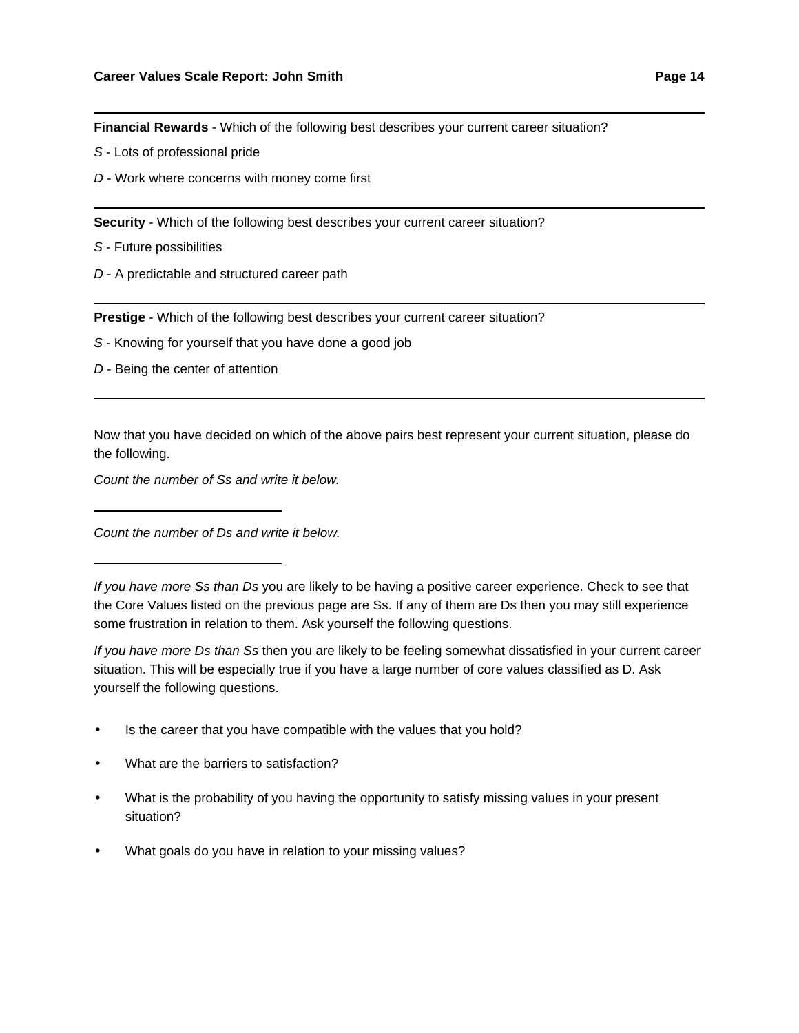---

**Financial Rewards** - Which of the following best describes your current career situation?

*S* - Lots of professional pride

*D* - Work where concerns with money come first

---

**Security** - Which of the following best describes your current career situation?

*S* - Future possibilities

*D* - A predictable and structured career path

---

**Prestige** - Which of the following best describes your current career situation?

*S* - Knowing for yourself that you have done a good job

*D* - Being the center of attention

---

Now that you have decided on which of the above pairs best represent your current situation, please do the following.

*Count the number of Ss and write it below.*

\_\_\_\_\_\_\_\_\_\_\_\_\_\_\_\_\_\_\_\_\_\_\_\_

*Count the number of Ds and write it below.*

\_\_\_\_\_\_\_\_\_\_\_\_\_\_\_\_\_\_\_\_\_\_\_\_

*If you have more Ss than Ds* you are likely to be having a positive career experience. Check to see that the Core Values listed on the previous page are Ss. If any of them are Ds then you may still experience some frustration in relation to them. Ask yourself the following questions.

*If you have more Ds than Ss* then you are likely to be feeling somewhat dissatisfied in your current career situation. This will be especially true if you have a large number of core values classified as D. Ask yourself the following questions.

- Is the career that you have compatible with the values that you hold?
- What are the barriers to satisfaction?
- What is the probability of you having the opportunity to satisfy missing values in your present situation?
- What goals do you have in relation to your missing values?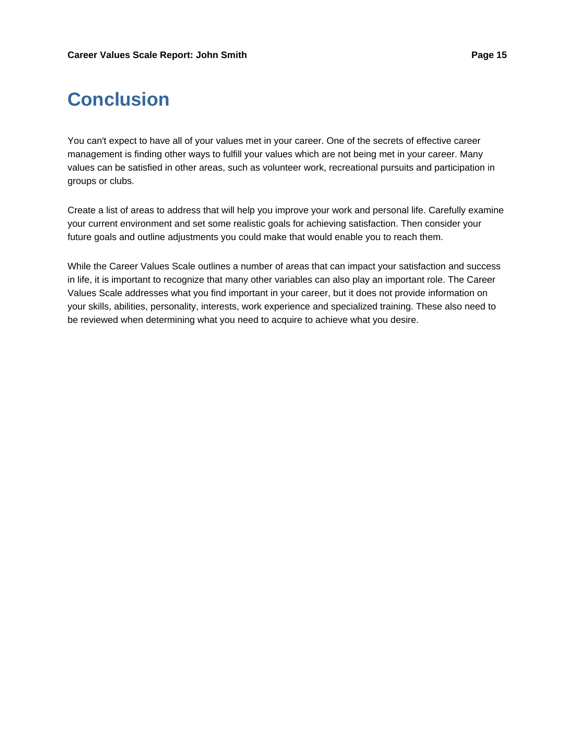# Conclusion

You can't expect to have all of your values met in your career. One of the secrets of effective career management is finding other ways to fulfill your values which are not being met in your career. Many values can be satisfied in other areas, such as volunteer work, recreational pursuits and participation in groups or clubs.

Create a list of areas to address that will help you improve your work and personal life. Carefully examine your current environment and set some realistic goals for achieving satisfaction. Then consider your future goals and outline adjustments you could make that would enable you to reach them.

While the Career Values Scale outlines a number of areas that can impact your satisfaction and success in life, it is important to recognize that many other variables can also play an important role. The Career Values Scale addresses what you find important in your career, but it does not provide information on your skills, abilities, personality, interests, work experience and specialized training. These also need to be reviewed when determining what you need to acquire to achieve what you desire.